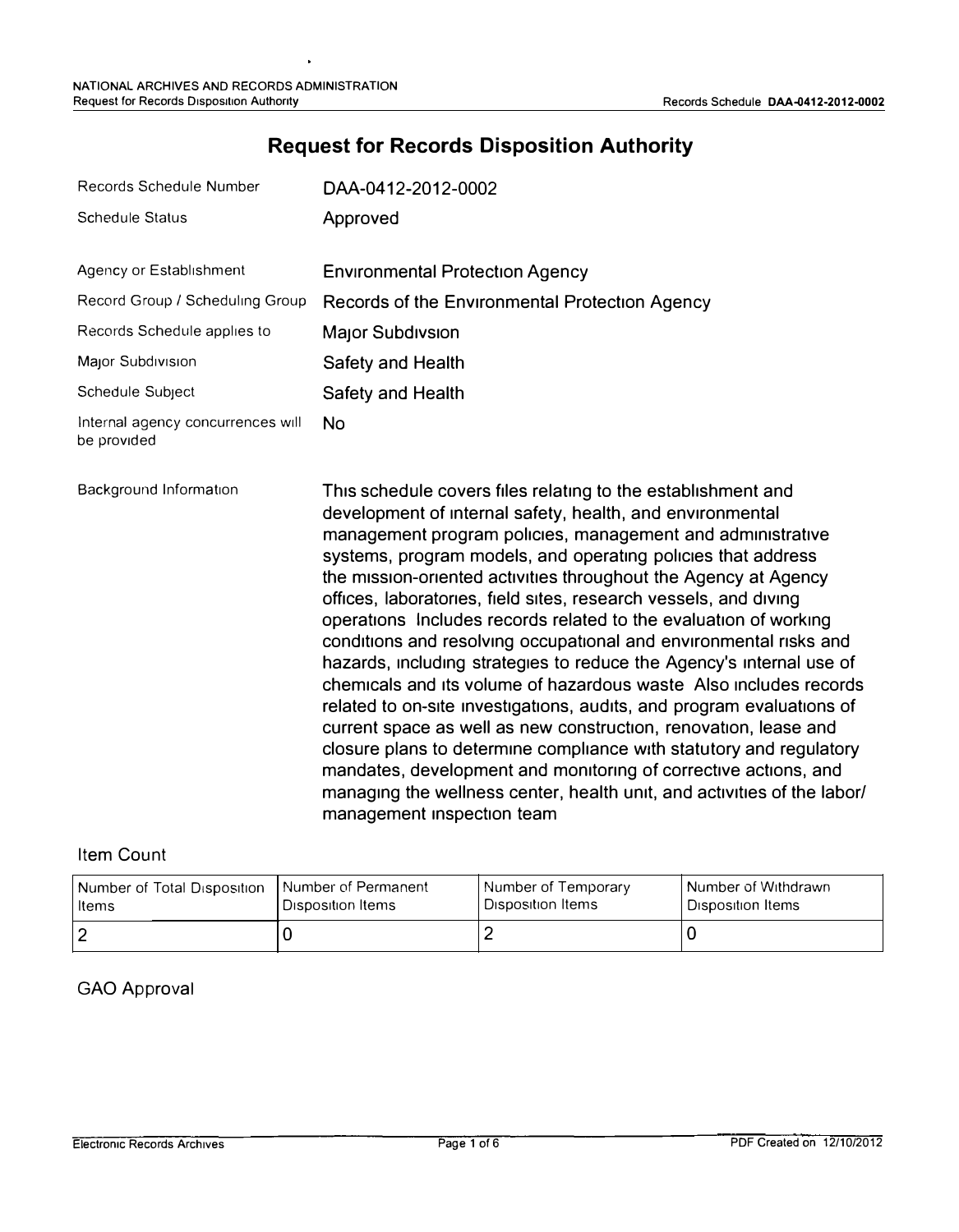# Request for Records Disposition Authority

| | |
|---|---|
| Records Schedule Number | DAA-0412-2012-0002 |
| Schedule Status | Approved |
| Agency or Establishment | Environmental Protection Agency |
| Record Group / Scheduling Group | Records of the Environmental Protection Agency |
| Records Schedule applies to | Major Subdivsion |
| Major Subdivision | Safety and Health |
| Schedule Subject | Safety and Health |
| Internal agency concurrences will be provided | No |
| Background Information | This schedule covers files relating to the establishment and development of internal safety, health, and environmental management program policies, management and administrative systems, program models, and operating policies that address the mission-oriented activities throughout the Agency at Agency offices, laboratories, field sites, research vessels, and diving operations Includes records related to the evaluation of working conditions and resolving occupational and environmental risks and hazards, including strategies to reduce the Agency's internal use of chemicals and its volume of hazardous waste Also includes records related to on-site investigations, audits, and program evaluations of current space as well as new construction, renovation, lease and closure plans to determine compliance with statutory and regulatory mandates, development and monitoring of corrective actions, and managing the wellness center, health unit, and activities of the labor/ management inspection team |

## Item Count

| Number of Total Disposition Items | Number of Permanent Disposition Items | Number of Temporary Disposition Items | Number of Withdrawn Disposition Items |
|---|---|---|---|
| 2 | 0 | 2 | 0 |

## GAO Approval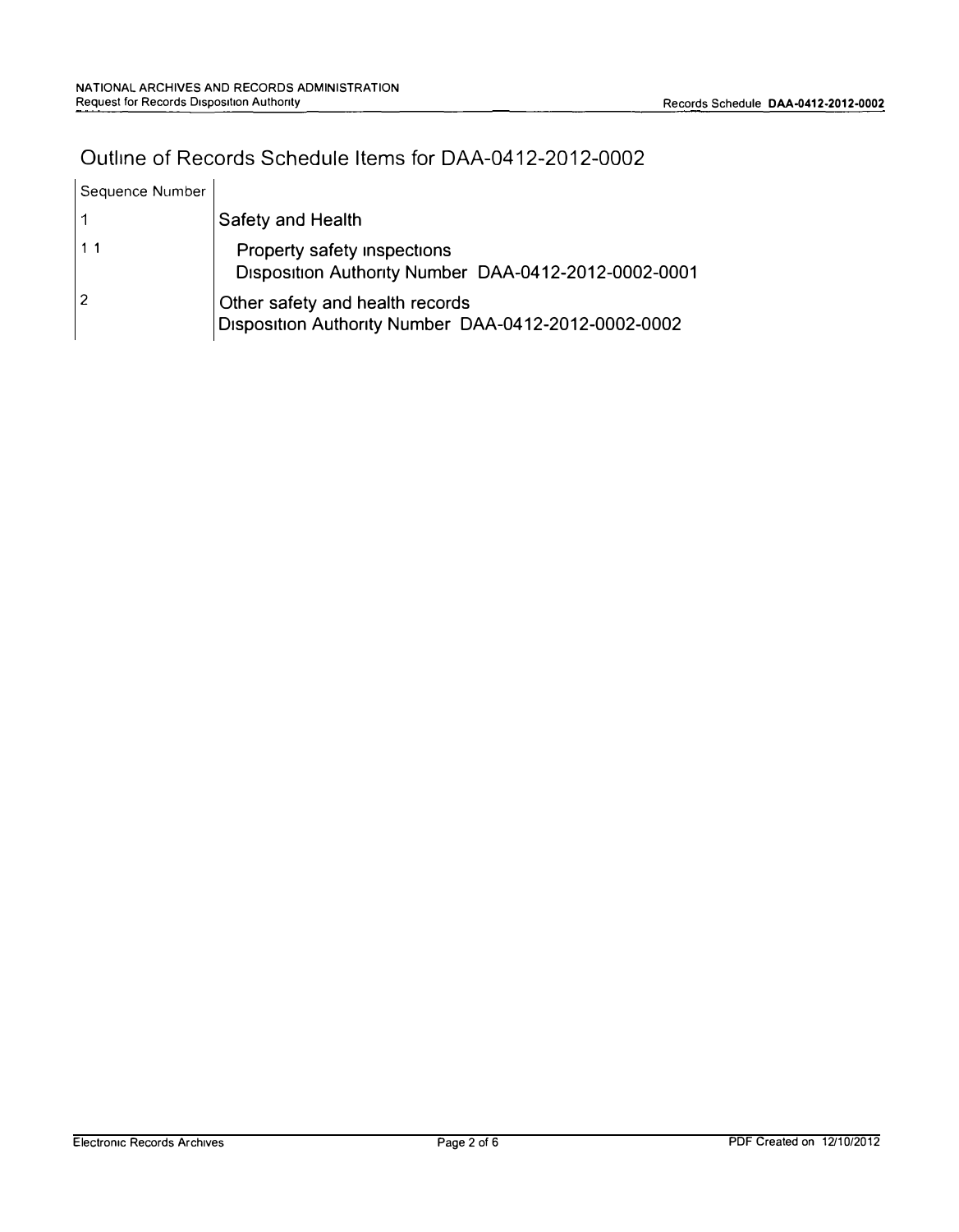# Outline of Records Schedule Items for DAA-0412-2012-0002

| Sequence Number | |
|---|---|
| 1 | Safety and Health |
| 1 1 | Property safety inspections<br>Disposition Authority Number DAA-0412-2012-0002-0001 |
| 2 | Other safety and health records<br>Disposition Authority Number DAA-0412-2012-0002-0002 |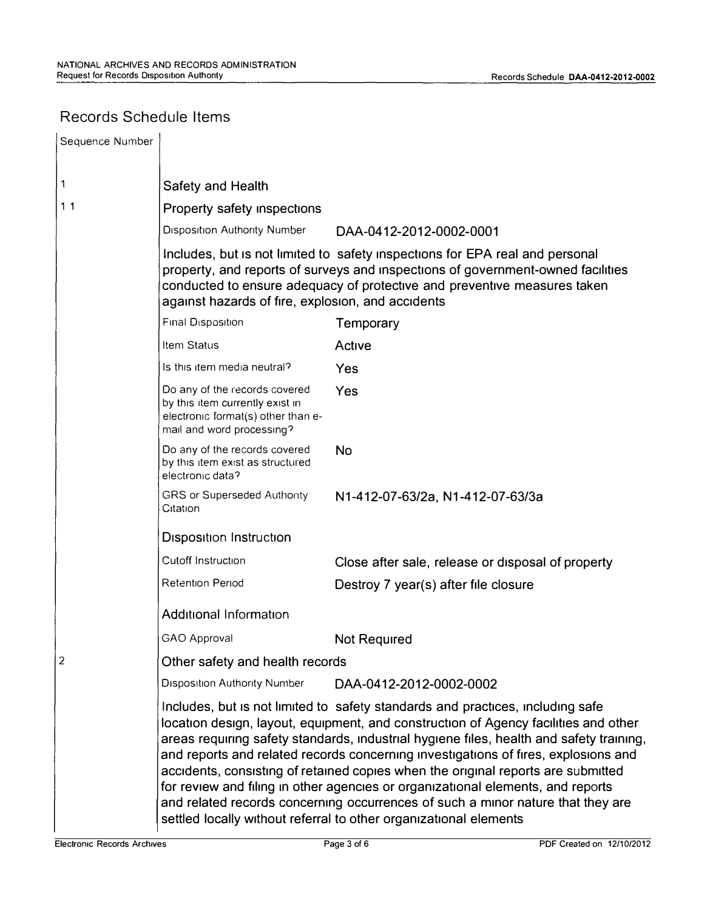## Records Schedule Items

| Sequence Number | | |
|---|---|---|
| 1 | **Safety and Health** | |
| 1 1 | **Property safety inspections** | |
| | Disposition Authority Number | DAA-0412-2012-0002-0001 |
| | Includes, but is not limited to safety inspections for EPA real and personal property, and reports of surveys and inspections of government-owned facilities conducted to ensure adequacy of protective and preventive measures taken against hazards of fire, explosion, and accidents | |
| | Final Disposition | Temporary |
| | Item Status | Active |
| | Is this item media neutral? | Yes |
| | Do any of the records covered by this item currently exist in electronic format(s) other than e-mail and word processing? | Yes |
| | Do any of the records covered by this item exist as structured electronic data? | No |
| | GRS or Superseded Authority Citation | N1-412-07-63/2a, N1-412-07-63/3a |
| | **Disposition Instruction** | |
| | Cutoff Instruction | Close after sale, release or disposal of property |
| | Retention Period | Destroy 7 year(s) after file closure |
| | **Additional Information** | |
| | GAO Approval | Not Required |
| 2 | **Other safety and health records** | |
| | Disposition Authority Number | DAA-0412-2012-0002-0002 |
| | Includes, but is not limited to safety standards and practices, including safe location design, layout, equipment, and construction of Agency facilities and other areas requiring safety standards, industrial hygiene files, health and safety training, and reports and related records concerning investigations of fires, explosions and accidents, consisting of retained copies when the original reports are submitted for review and filing in other agencies or organizational elements, and reports and related records concerning occurrences of such a minor nature that they are settled locally without referral to other organizational elements | |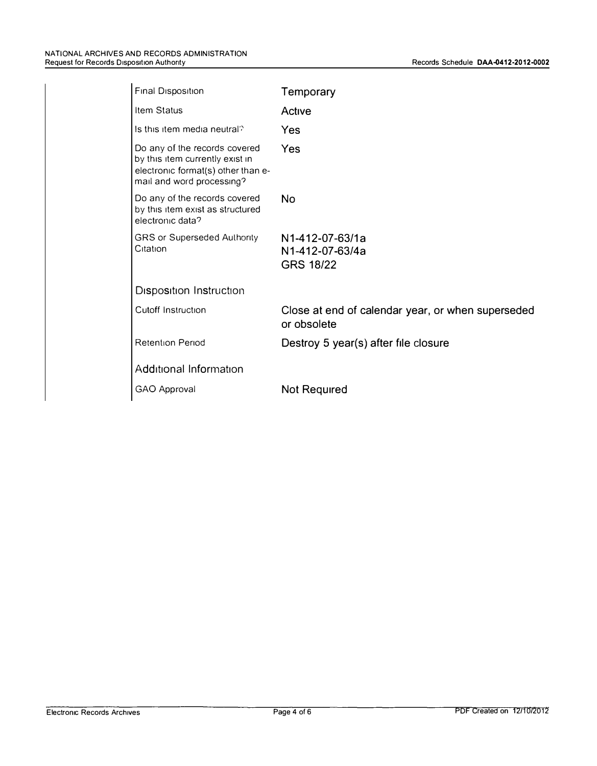| | |
|---|---|
| Final Disposition | Temporary |
| Item Status | Active |
| Is this item media neutral? | Yes |
| Do any of the records covered by this item currently exist in electronic format(s) other than e-mail and word processing? | Yes |
| Do any of the records covered by this item exist as structured electronic data? | No |
| GRS or Superseded Authority Citation | N1-412-07-63/1a<br>N1-412-07-63/4a<br>GRS 18/22 |

### Disposition Instruction

| | |
|---|---|
| Cutoff Instruction | Close at end of calendar year, or when superseded or obsolete |
| Retention Period | Destroy 5 year(s) after file closure |

### Additional Information

| | |
|---|---|
| GAO Approval | Not Required |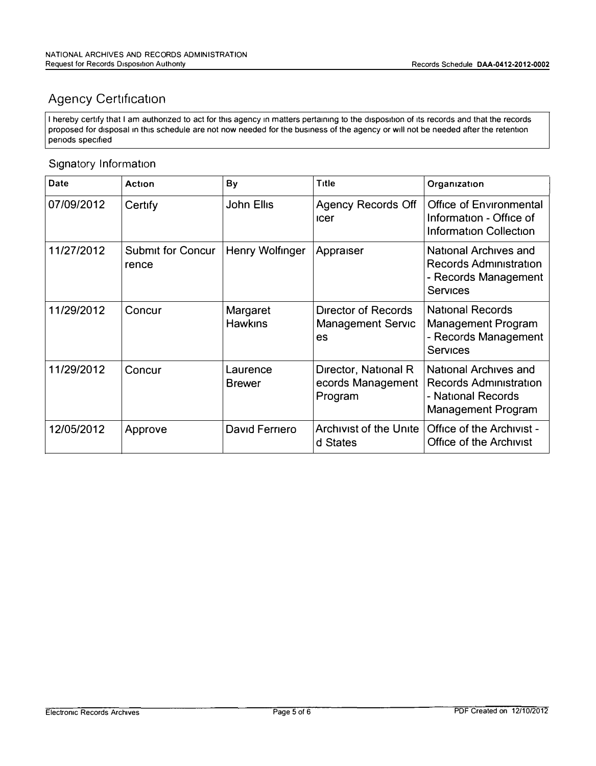## Agency Certification

I hereby certify that I am authorized to act for this agency in matters pertaining to the disposition of its records and that the records proposed for disposal in this schedule are not now needed for the business of the agency or will not be needed after the retention periods specified

### Signatory Information

| Date | Action | By | Title | Organization |
|---|---|---|---|---|
| 07/09/2012 | Certify | John Ellis | Agency Records Officer | Office of Environmental Information - Office of Information Collection |
| 11/27/2012 | Submit for Concurrence | Henry Wolfinger | Appraiser | National Archives and Records Administration - Records Management Services |
| 11/29/2012 | Concur | Margaret Hawkins | Director of Records Management Services | National Records Management Program - Records Management Services |
| 11/29/2012 | Concur | Laurence Brewer | Director, National Records Management Program | National Archives and Records Administration - National Records Management Program |
| 12/05/2012 | Approve | David Ferriero | Archivist of the United States | Office of the Archivist - Office of the Archivist |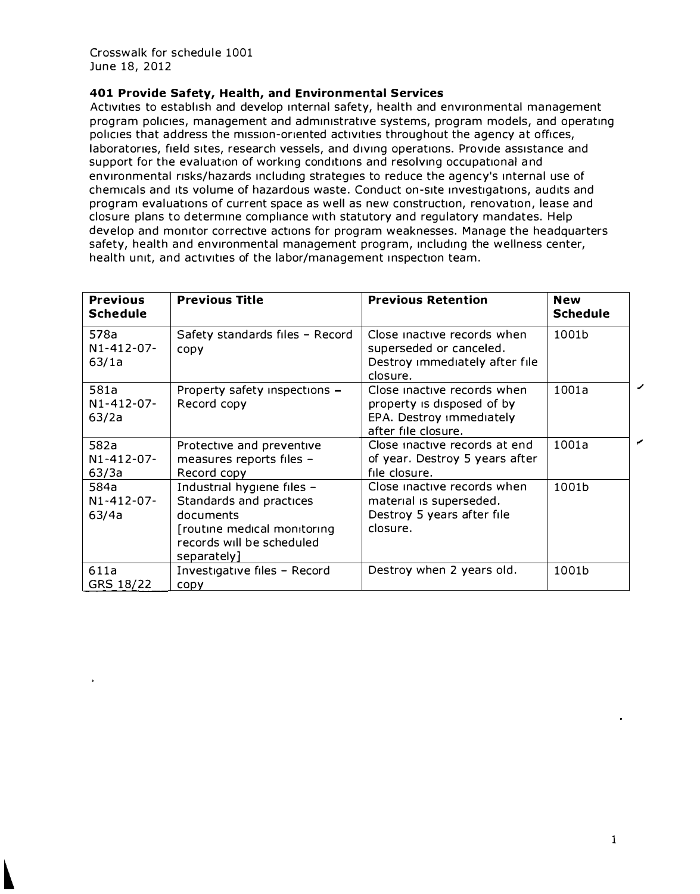Crosswalk for schedule 1001
June 18, 2012

**401 Provide Safety, Health, and Environmental Services**

Activities to establish and develop internal safety, health and environmental management program policies, management and administrative systems, program models, and operating policies that address the mission-oriented activities throughout the agency at offices, laboratories, field sites, research vessels, and diving operations. Provide assistance and support for the evaluation of working conditions and resolving occupational and environmental risks/hazards including strategies to reduce the agency's internal use of chemicals and its volume of hazardous waste. Conduct on-site investigations, audits and program evaluations of current space as well as new construction, renovation, lease and closure plans to determine compliance with statutory and regulatory mandates. Help develop and monitor corrective actions for program weaknesses. Manage the headquarters safety, health and environmental management program, including the wellness center, health unit, and activities of the labor/management inspection team.

| Previous Schedule | Previous Title | Previous Retention | New Schedule |
|---|---|---|---|
| 578a N1-412-07-63/1a | Safety standards files - Record copy | Close inactive records when superseded or canceled. Destroy immediately after file closure. | 1001b |
| 581a N1-412-07-63/2a | Property safety inspections - Record copy | Close inactive records when property is disposed of by EPA. Destroy immediately after file closure. | 1001a |
| 582a N1-412-07-63/3a | Protective and preventive measures reports files - Record copy | Close inactive records at end of year. Destroy 5 years after file closure. | 1001a |
| 584a N1-412-07-63/4a | Industrial hygiene files - Standards and practices documents [routine medical monitoring records will be scheduled separately] | Close inactive records when material is superseded. Destroy 5 years after file closure. | 1001b |
| 611a GRS 18/22 | Investigative files - Record copy | Destroy when 2 years old. | 1001b |